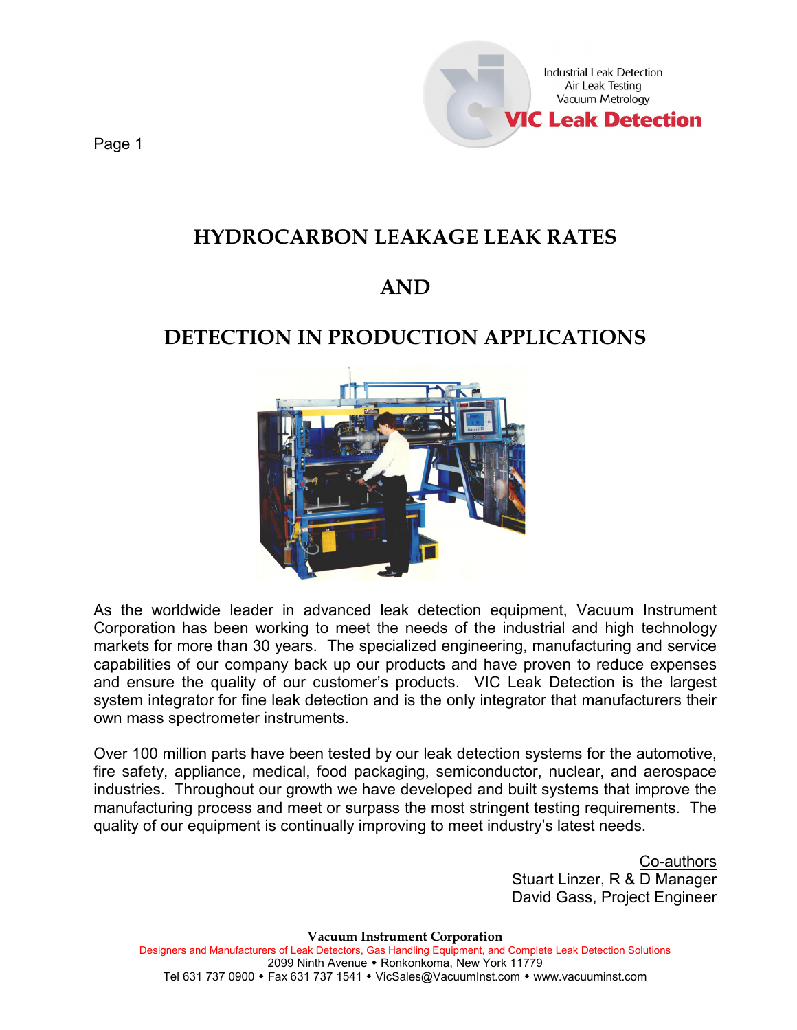Industrial Leak Detection
Air Leak Testing
Vacuum Metrology
**VIC Leak Detection**

# HYDROCARBON LEAKAGE LEAK RATES

# AND

# DETECTION IN PRODUCTION APPLICATIONS

As the worldwide leader in advanced leak detection equipment, Vacuum Instrument Corporation has been working to meet the needs of the industrial and high technology markets for more than 30 years. The specialized engineering, manufacturing and service capabilities of our company back up our products and have proven to reduce expenses and ensure the quality of our customer's products. VIC Leak Detection is the largest system integrator for fine leak detection and is the only integrator that manufacturers their own mass spectrometer instruments.

Over 100 million parts have been tested by our leak detection systems for the automotive, fire safety, appliance, medical, food packaging, semiconductor, nuclear, and aerospace industries. Throughout our growth we have developed and built systems that improve the manufacturing process and meet or surpass the most stringent testing requirements. The quality of our equipment is continually improving to meet industry's latest needs.

Co-authors
Stuart Linzer, R & D Manager
David Gass, Project Engineer

**Vacuum Instrument Corporation**
Designers and Manufacturers of Leak Detectors, Gas Handling Equipment, and Complete Leak Detection Solutions
2099 Ninth Avenue • Ronkonkoma, New York 11779
Tel 631 737 0900 • Fax 631 737 1541 • VicSales@VacuumInst.com • www.vacuuminst.com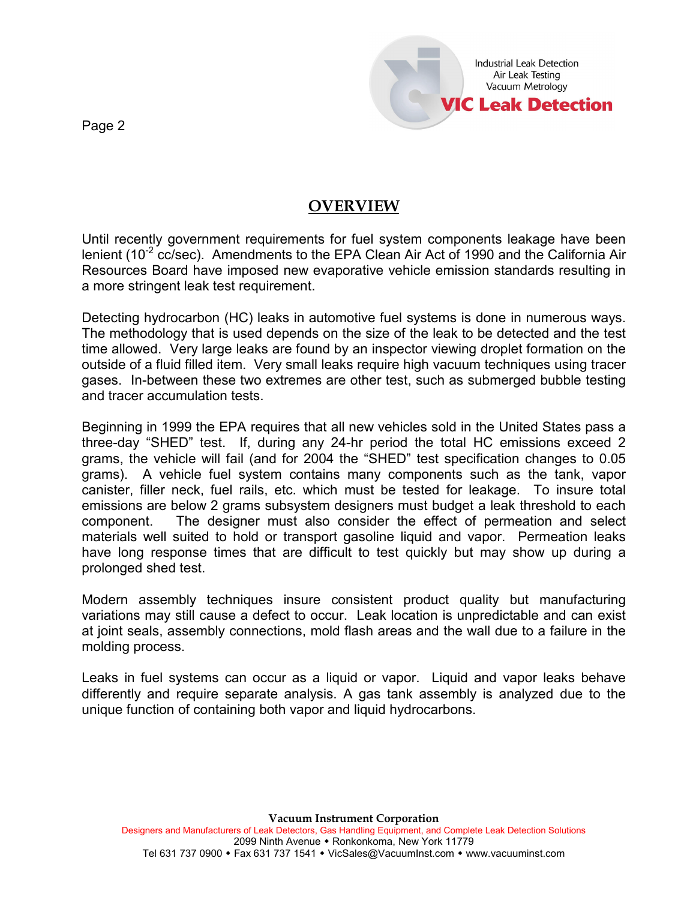## OVERVIEW

Until recently government requirements for fuel system components leakage have been lenient ($10^{-2}$ cc/sec). Amendments to the EPA Clean Air Act of 1990 and the California Air Resources Board have imposed new evaporative vehicle emission standards resulting in a more stringent leak test requirement.

Detecting hydrocarbon (HC) leaks in automotive fuel systems is done in numerous ways. The methodology that is used depends on the size of the leak to be detected and the test time allowed. Very large leaks are found by an inspector viewing droplet formation on the outside of a fluid filled item. Very small leaks require high vacuum techniques using tracer gases. In-between these two extremes are other test, such as submerged bubble testing and tracer accumulation tests.

Beginning in 1999 the EPA requires that all new vehicles sold in the United States pass a three-day "SHED" test. If, during any 24-hr period the total HC emissions exceed 2 grams, the vehicle will fail (and for 2004 the "SHED" test specification changes to 0.05 grams). A vehicle fuel system contains many components such as the tank, vapor canister, filler neck, fuel rails, etc. which must be tested for leakage. To insure total emissions are below 2 grams subsystem designers must budget a leak threshold to each component. The designer must also consider the effect of permeation and select materials well suited to hold or transport gasoline liquid and vapor. Permeation leaks have long response times that are difficult to test quickly but may show up during a prolonged shed test.

Modern assembly techniques insure consistent product quality but manufacturing variations may still cause a defect to occur. Leak location is unpredictable and can exist at joint seals, assembly connections, mold flash areas and the wall due to a failure in the molding process.

Leaks in fuel systems can occur as a liquid or vapor. Liquid and vapor leaks behave differently and require separate analysis. A gas tank assembly is analyzed due to the unique function of containing both vapor and liquid hydrocarbons.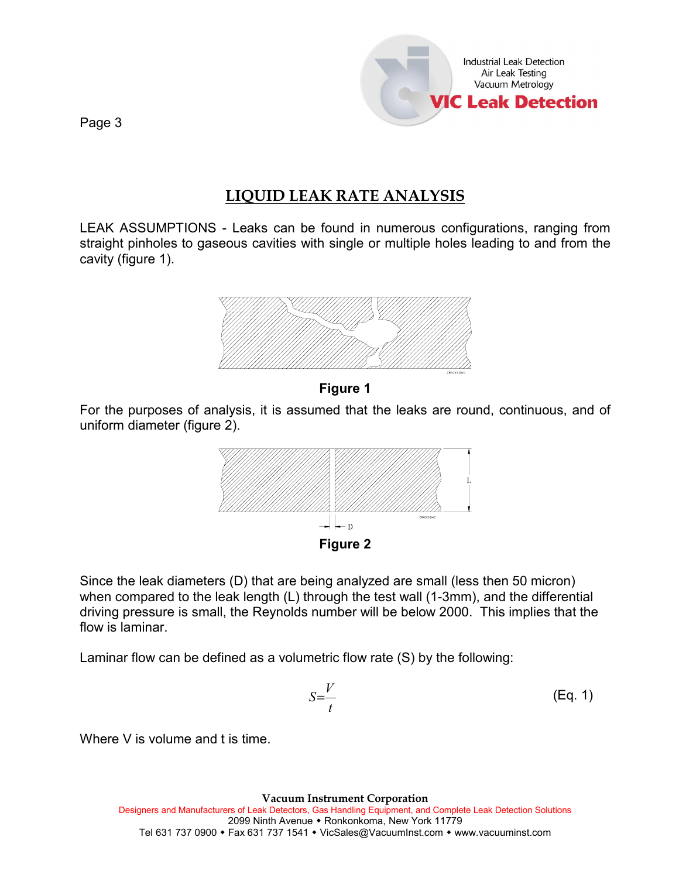# LIQUID LEAK RATE ANALYSIS

LEAK ASSUMPTIONS - Leaks can be found in numerous configurations, ranging from straight pinholes to gaseous cavities with single or multiple holes leading to and from the cavity (figure 1).

**Figure 1**

For the purposes of analysis, it is assumed that the leaks are round, continuous, and of uniform diameter (figure 2).

**Figure 2**

Since the leak diameters (D) that are being analyzed are small (less then 50 micron) when compared to the leak length (L) through the test wall (1-3mm), and the differential driving pressure is small, the Reynolds number will be below 2000. This implies that the flow is laminar.

Laminar flow can be defined as a volumetric flow rate (S) by the following:

$$S = \frac{V}{t} \qquad \text{(Eq. 1)}$$

Where V is volume and t is time.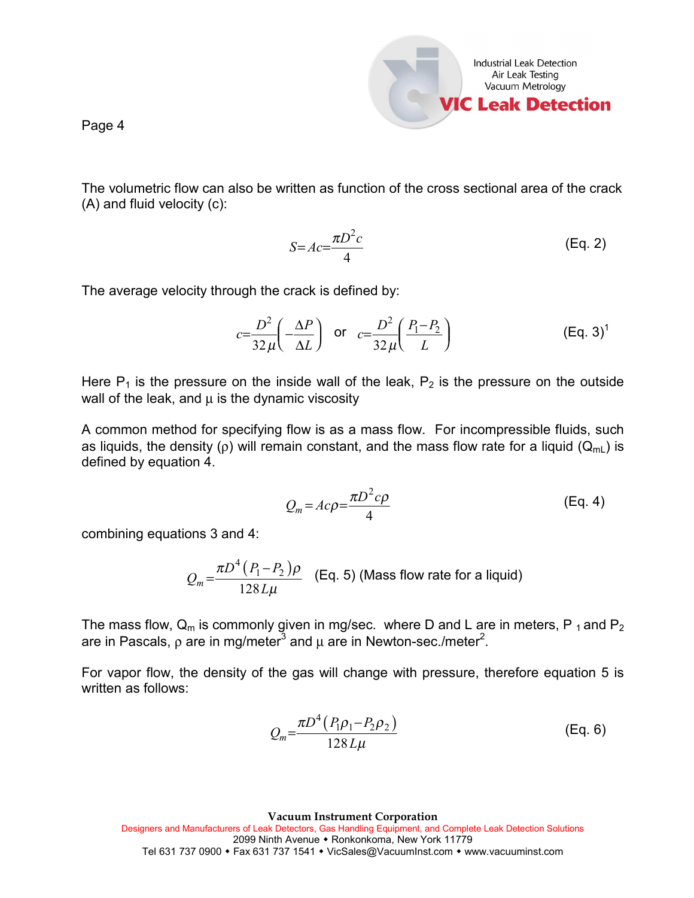The volumetric flow can also be written as function of the cross sectional area of the crack (A) and fluid velocity (c):

$$S = Ac = \frac{\pi D^2 c}{4} \qquad \text{(Eq. 2)}$$

The average velocity through the crack is defined by:

$$c = \frac{D^2}{32\mu}\left(-\frac{\Delta P}{\Delta L}\right) \quad \text{or} \quad c = \frac{D^2}{32\mu}\left(\frac{P_1 - P_2}{L}\right) \qquad \text{(Eq. 3)[1]}$$

Here $P_1$ is the pressure on the inside wall of the leak, $P_2$ is the pressure on the outside wall of the leak, and $\mu$ is the dynamic viscosity

A common method for specifying flow is as a mass flow. For incompressible fluids, such as liquids, the density ($\rho$) will remain constant, and the mass flow rate for a liquid ($Q_{mL}$) is defined by equation 4.

$$Q_m = Ac\rho = \frac{\pi D^2 c \rho}{4} \qquad \text{(Eq. 4)}$$

combining equations 3 and 4:

$$Q_m = \frac{\pi D^4 (P_1 - P_2)\rho}{128 L \mu} \qquad \text{(Eq. 5) (Mass flow rate for a liquid)}$$

The mass flow, $Q_m$ is commonly given in mg/sec. where D and L are in meters, $P_1$ and $P_2$ are in Pascals, $\rho$ are in mg/meter$^3$ and $\mu$ are in Newton-sec./meter$^2$.

For vapor flow, the density of the gas will change with pressure, therefore equation 5 is written as follows:

$$Q_m = \frac{\pi D^4 (P_1 \rho_1 - P_2 \rho_2)}{128 L \mu} \qquad \text{(Eq. 6)}$$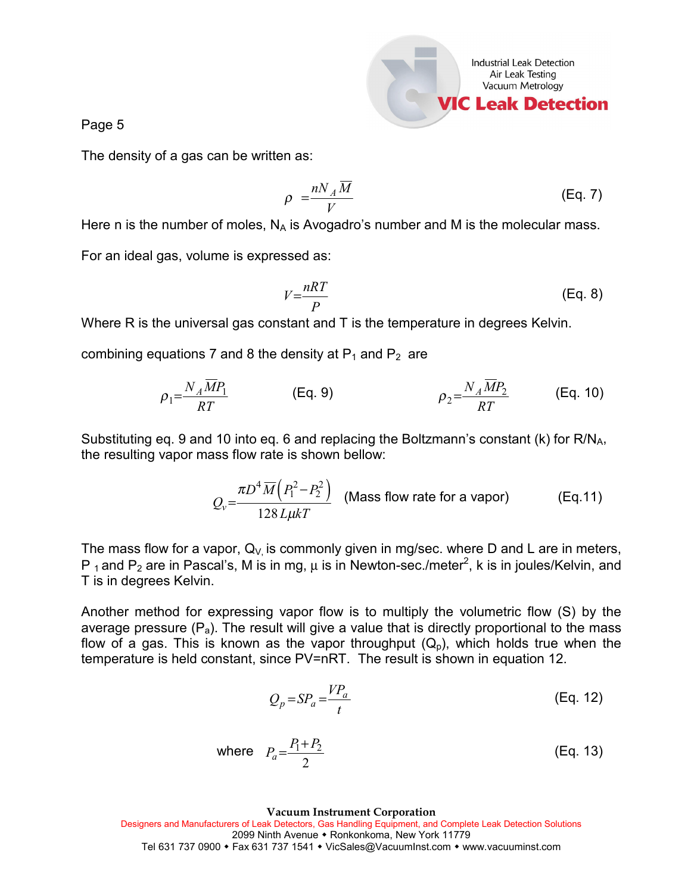The density of a gas can be written as:

$$\rho = \frac{nN_A\overline{M}}{V} \quad \text{(Eq. 7)}$$

Here n is the number of moles, $N_A$ is Avogadro's number and M is the molecular mass.

For an ideal gas, volume is expressed as:

$$V = \frac{nRT}{P} \quad \text{(Eq. 8)}$$

Where R is the universal gas constant and T is the temperature in degrees Kelvin.

combining equations 7 and 8 the density at $P_1$ and $P_2$ are

$$\rho_1 = \frac{N_A\overline{M}P_1}{RT} \quad \text{(Eq. 9)} \qquad \rho_2 = \frac{N_A\overline{M}P_2}{RT} \quad \text{(Eq. 10)}$$

Substituting eq. 9 and 10 into eq. 6 and replacing the Boltzmann's constant (k) for $R/N_A$, the resulting vapor mass flow rate is shown bellow:

$$Q_v = \frac{\pi D^4\overline{M}\left(P_1^2 - P_2^2\right)}{128\,L\mu kT} \quad \text{(Mass flow rate for a vapor)} \quad \text{(Eq.11)}$$

The mass flow for a vapor, $Q_V$, is commonly given in mg/sec. where D and L are in meters, $P_1$ and $P_2$ are in Pascal's, M is in mg, µ is in Newton-sec./meter$^2$, k is in joules/Kelvin, and T is in degrees Kelvin.

Another method for expressing vapor flow is to multiply the volumetric flow (S) by the average pressure ($P_a$). The result will give a value that is directly proportional to the mass flow of a gas. This is known as the vapor throughput ($Q_p$), which holds true when the temperature is held constant, since PV=nRT. The result is shown in equation 12.

$$Q_p = SP_a = \frac{VP_a}{t} \quad \text{(Eq. 12)}$$

where $$P_a = \frac{P_1 + P_2}{2} \quad \text{(Eq. 13)}$$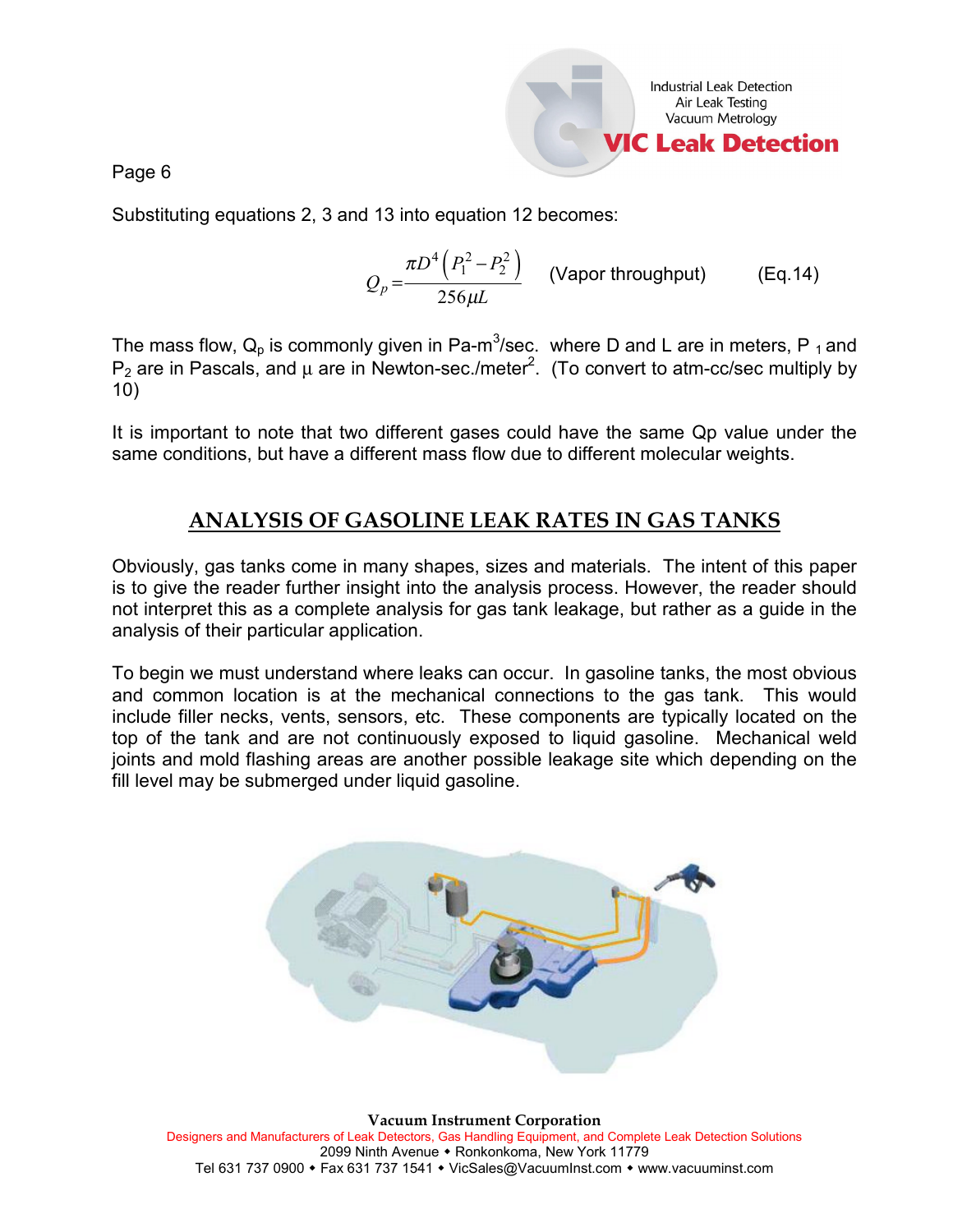Substituting equations 2, 3 and 13 into equation 12 becomes:

$$Q_p = \frac{\pi D^4 \left(P_1^2 - P_2^2\right)}{256 \mu L} \quad \text{(Vapor throughput)} \qquad \text{(Eq.14)}$$

The mass flow, $Q_p$ is commonly given in Pa-m$^3$/sec. where D and L are in meters, $P_1$ and $P_2$ are in Pascals, and μ are in Newton-sec./meter$^2$. (To convert to atm-cc/sec multiply by 10)

It is important to note that two different gases could have the same Qp value under the same conditions, but have a different mass flow due to different molecular weights.

## ANALYSIS OF GASOLINE LEAK RATES IN GAS TANKS

Obviously, gas tanks come in many shapes, sizes and materials. The intent of this paper is to give the reader further insight into the analysis process. However, the reader should not interpret this as a complete analysis for gas tank leakage, but rather as a guide in the analysis of their particular application.

To begin we must understand where leaks can occur. In gasoline tanks, the most obvious and common location is at the mechanical connections to the gas tank. This would include filler necks, vents, sensors, etc. These components are typically located on the top of the tank and are not continuously exposed to liquid gasoline. Mechanical weld joints and mold flashing areas are another possible leakage site which depending on the fill level may be submerged under liquid gasoline.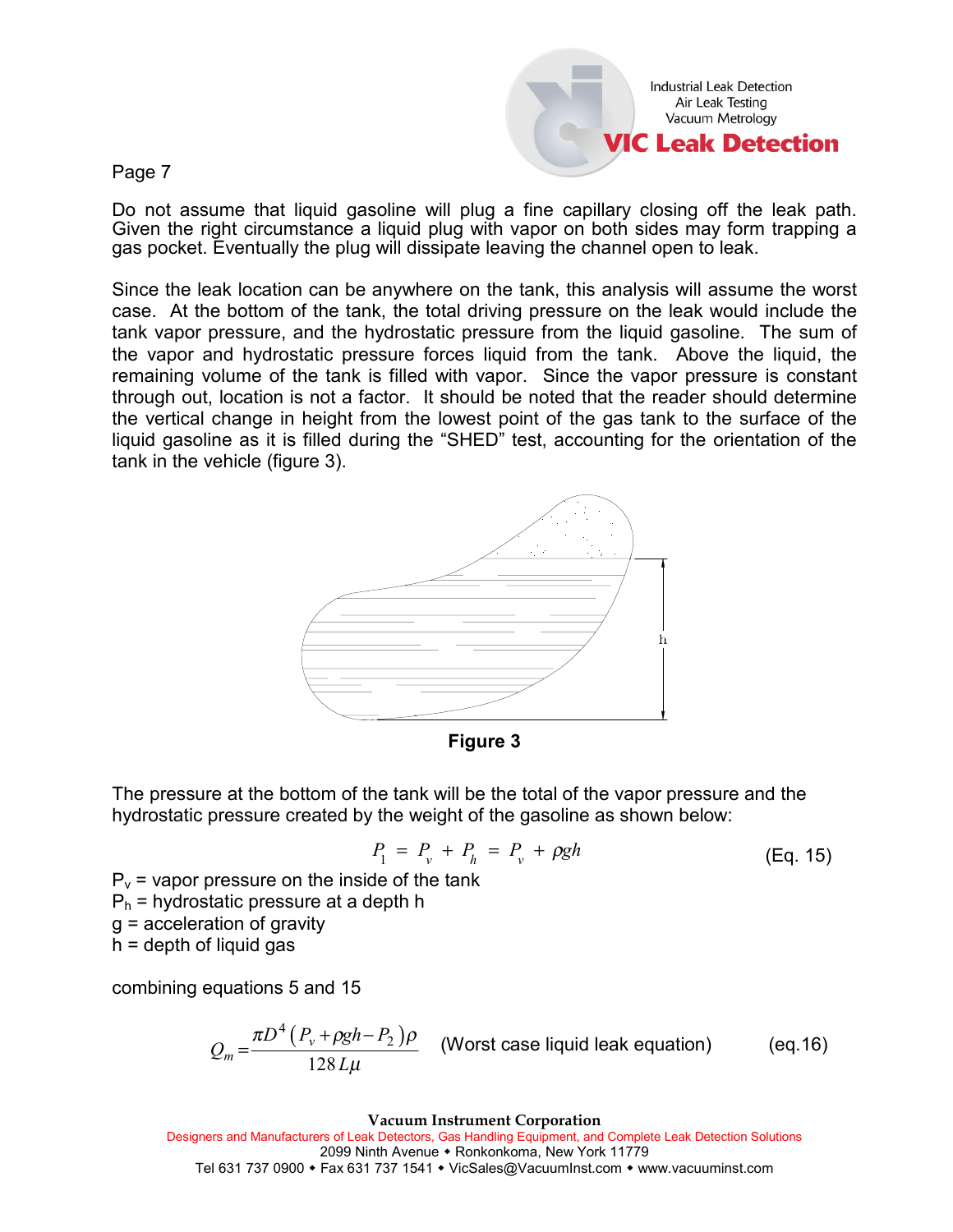Do not assume that liquid gasoline will plug a fine capillary closing off the leak path. Given the right circumstance a liquid plug with vapor on both sides may form trapping a gas pocket. Eventually the plug will dissipate leaving the channel open to leak.

Since the leak location can be anywhere on the tank, this analysis will assume the worst case. At the bottom of the tank, the total driving pressure on the leak would include the tank vapor pressure, and the hydrostatic pressure from the liquid gasoline. The sum of the vapor and hydrostatic pressure forces liquid from the tank. Above the liquid, the remaining volume of the tank is filled with vapor. Since the vapor pressure is constant through out, location is not a factor. It should be noted that the reader should determine the vertical change in height from the lowest point of the gas tank to the surface of the liquid gasoline as it is filled during the "SHED" test, accounting for the orientation of the tank in the vehicle (figure 3).

**Figure 3**

The pressure at the bottom of the tank will be the total of the vapor pressure and the hydrostatic pressure created by the weight of the gasoline as shown below:

$$P_1 = P_v + P_h = P_v + \rho g h \qquad \text{(Eq. 15)}$$

$P_v$ = vapor pressure on the inside of the tank
$P_h$ = hydrostatic pressure at a depth h
g = acceleration of gravity
h = depth of liquid gas

combining equations 5 and 15

$$Q_m = \frac{\pi D^4 \left(P_v + \rho g h - P_2\right)\rho}{128 L \mu} \quad \text{(Worst case liquid leak equation)} \qquad \text{(eq.16)}$$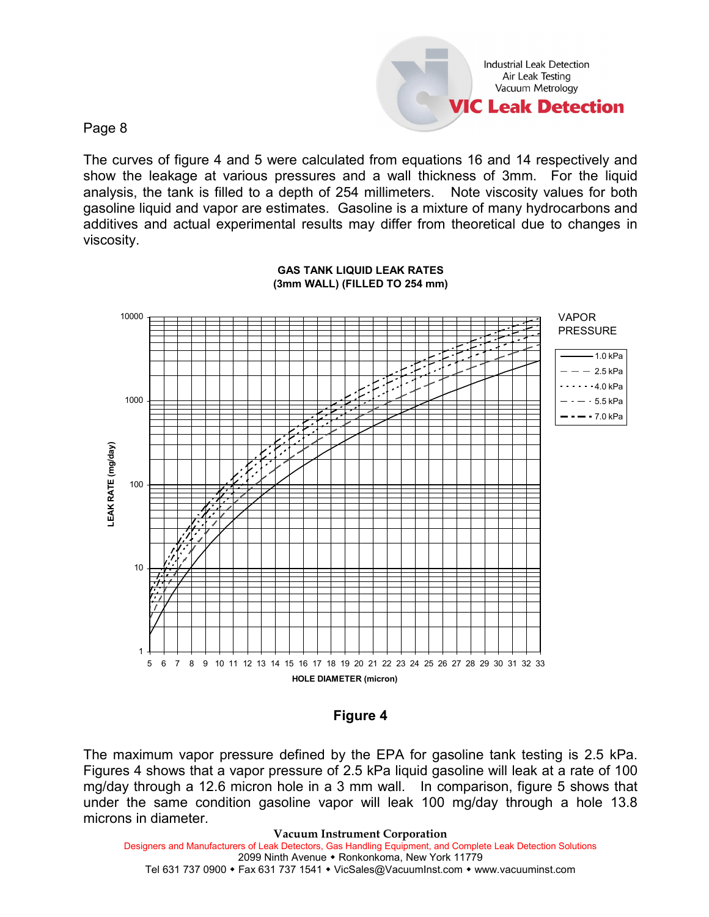The curves of figure 4 and 5 were calculated from equations 16 and 14 respectively and show the leakage at various pressures and a wall thickness of 3mm. For the liquid analysis, the tank is filled to a depth of 254 millimeters. Note viscosity values for both gasoline liquid and vapor are estimates. Gasoline is a mixture of many hydrocarbons and additives and actual experimental results may differ from theoretical due to changes in viscosity.

**GAS TANK LIQUID LEAK RATES**
**(3mm WALL) (FILLED TO 254 mm)**

**Figure 4**

The maximum vapor pressure defined by the EPA for gasoline tank testing is 2.5 kPa. Figures 4 shows that a vapor pressure of 2.5 kPa liquid gasoline will leak at a rate of 100 mg/day through a 12.6 micron hole in a 3 mm wall. In comparison, figure 5 shows that under the same condition gasoline vapor will leak 100 mg/day through a hole 13.8 microns in diameter.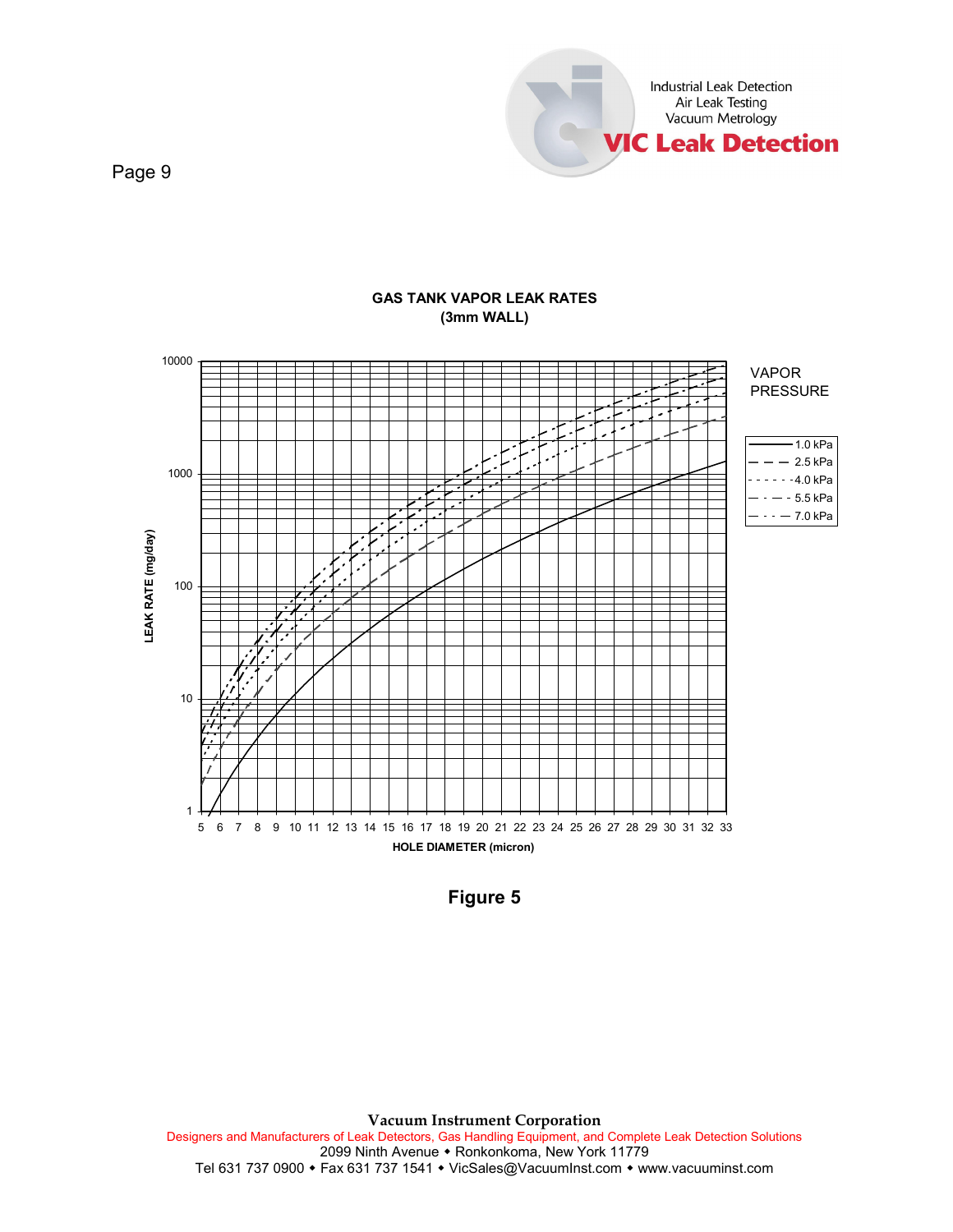**GAS TANK VAPOR LEAK RATES**
**(3mm WALL)**

LEAK RATE (mg/day)

HOLE DIAMETER (micron)

VAPOR PRESSURE

- 1.0 kPa
- 2.5 kPa
- 4.0 kPa
- 5.5 kPa
- 7.0 kPa

**Figure 5**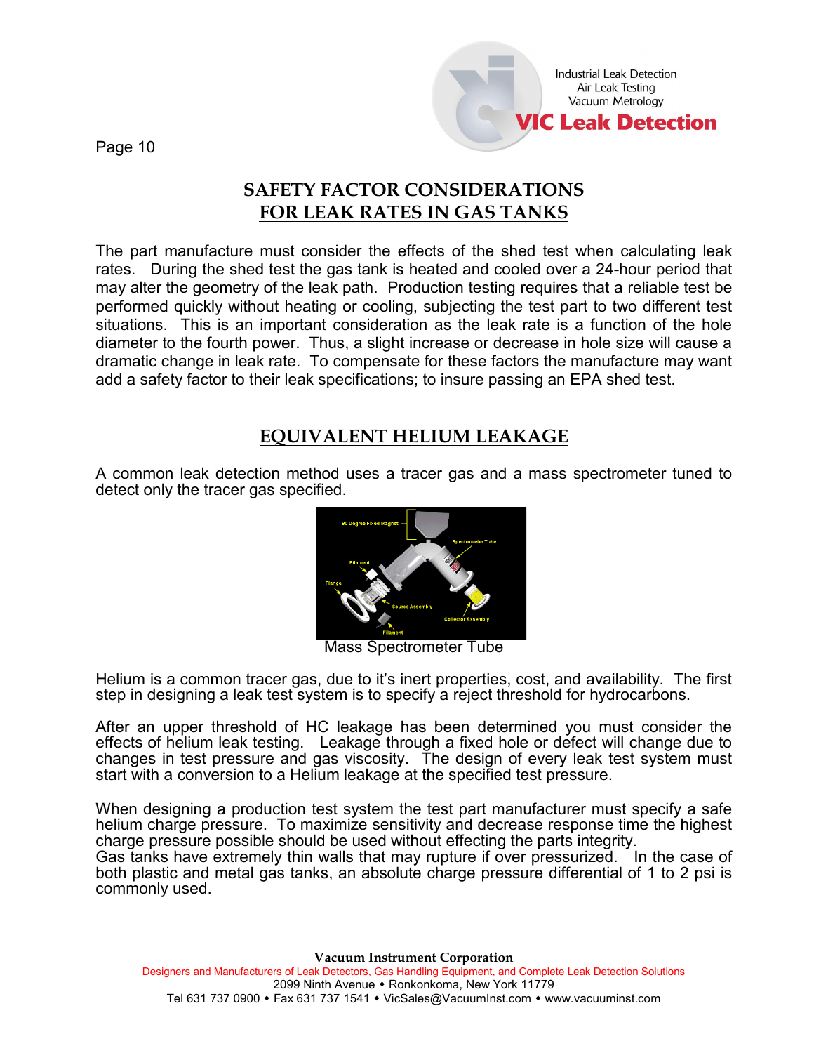## SAFETY FACTOR CONSIDERATIONS FOR LEAK RATES IN GAS TANKS

The part manufacture must consider the effects of the shed test when calculating leak rates. During the shed test the gas tank is heated and cooled over a 24-hour period that may alter the geometry of the leak path. Production testing requires that a reliable test be performed quickly without heating or cooling, subjecting the test part to two different test situations. This is an important consideration as the leak rate is a function of the hole diameter to the fourth power. Thus, a slight increase or decrease in hole size will cause a dramatic change in leak rate. To compensate for these factors the manufacture may want add a safety factor to their leak specifications; to insure passing an EPA shed test.

## EQUIVALENT HELIUM LEAKAGE

A common leak detection method uses a tracer gas and a mass spectrometer tuned to detect only the tracer gas specified.

Mass Spectrometer Tube

Helium is a common tracer gas, due to it's inert properties, cost, and availability. The first step in designing a leak test system is to specify a reject threshold for hydrocarbons.

After an upper threshold of HC leakage has been determined you must consider the effects of helium leak testing. Leakage through a fixed hole or defect will change due to changes in test pressure and gas viscosity. The design of every leak test system must start with a conversion to a Helium leakage at the specified test pressure.

When designing a production test system the test part manufacturer must specify a safe helium charge pressure. To maximize sensitivity and decrease response time the highest charge pressure possible should be used without effecting the parts integrity.
Gas tanks have extremely thin walls that may rupture if over pressurized. In the case of both plastic and metal gas tanks, an absolute charge pressure differential of 1 to 2 psi is commonly used.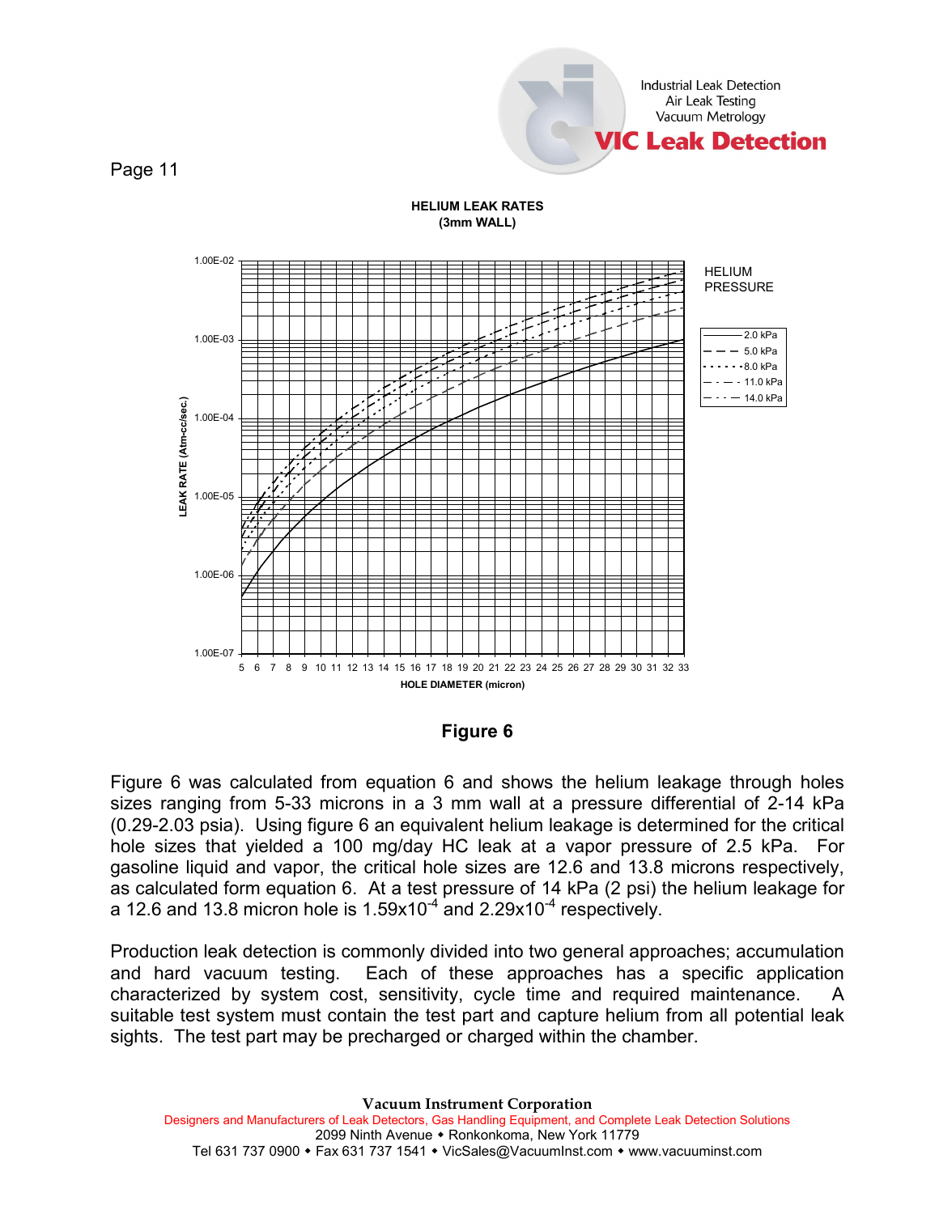**HELIUM LEAK RATES**
**(3mm WALL)**

HELIUM PRESSURE

- 2.0 kPa
- 5.0 kPa
- 8.0 kPa
- 11.0 kPa
- 14.0 kPa

LEAK RATE (Atm-cc/sec.)

HOLE DIAMETER (micron)

**Figure 6**

Figure 6 was calculated from equation 6 and shows the helium leakage through holes sizes ranging from 5-33 microns in a 3 mm wall at a pressure differential of 2-14 kPa (0.29-2.03 psia). Using figure 6 an equivalent helium leakage is determined for the critical hole sizes that yielded a 100 mg/day HC leak at a vapor pressure of 2.5 kPa. For gasoline liquid and vapor, the critical hole sizes are 12.6 and 13.8 microns respectively, as calculated form equation 6. At a test pressure of 14 kPa (2 psi) the helium leakage for a 12.6 and 13.8 micron hole is $1.59 \times 10^{-4}$ and $2.29 \times 10^{-4}$ respectively.

Production leak detection is commonly divided into two general approaches; accumulation and hard vacuum testing. Each of these approaches has a specific application characterized by system cost, sensitivity, cycle time and required maintenance. A suitable test system must contain the test part and capture helium from all potential leak sights. The test part may be precharged or charged within the chamber.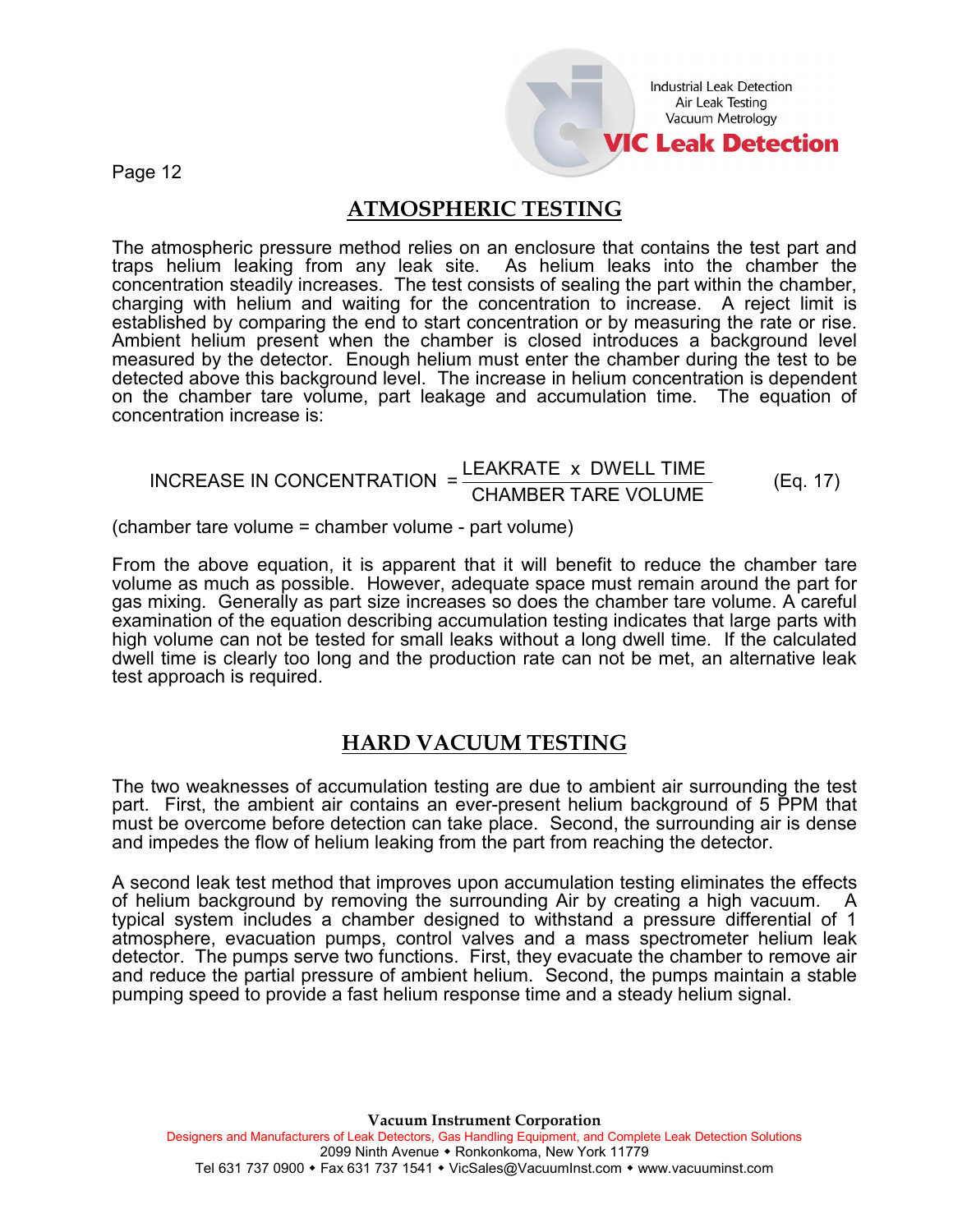## ATMOSPHERIC TESTING

The atmospheric pressure method relies on an enclosure that contains the test part and traps helium leaking from any leak site. As helium leaks into the chamber the concentration steadily increases. The test consists of sealing the part within the chamber, charging with helium and waiting for the concentration to increase. A reject limit is established by comparing the end to start concentration or by measuring the rate or rise. Ambient helium present when the chamber is closed introduces a background level measured by the detector. Enough helium must enter the chamber during the test to be detected above this background level. The increase in helium concentration is dependent on the chamber tare volume, part leakage and accumulation time. The equation of concentration increase is:

$$\text{INCREASE IN CONCENTRATION} = \frac{\text{LEAKRATE} \times \text{DWELL TIME}}{\text{CHAMBER TARE VOLUME}} \qquad \text{(Eq. 17)}$$

(chamber tare volume = chamber volume - part volume)

From the above equation, it is apparent that it will benefit to reduce the chamber tare volume as much as possible. However, adequate space must remain around the part for gas mixing. Generally as part size increases so does the chamber tare volume. A careful examination of the equation describing accumulation testing indicates that large parts with high volume can not be tested for small leaks without a long dwell time. If the calculated dwell time is clearly too long and the production rate can not be met, an alternative leak test approach is required.

## HARD VACUUM TESTING

The two weaknesses of accumulation testing are due to ambient air surrounding the test part. First, the ambient air contains an ever-present helium background of 5 PPM that must be overcome before detection can take place. Second, the surrounding air is dense and impedes the flow of helium leaking from the part from reaching the detector.

A second leak test method that improves upon accumulation testing eliminates the effects of helium background by removing the surrounding Air by creating a high vacuum. A typical system includes a chamber designed to withstand a pressure differential of 1 atmosphere, evacuation pumps, control valves and a mass spectrometer helium leak detector. The pumps serve two functions. First, they evacuate the chamber to remove air and reduce the partial pressure of ambient helium. Second, the pumps maintain a stable pumping speed to provide a fast helium response time and a steady helium signal.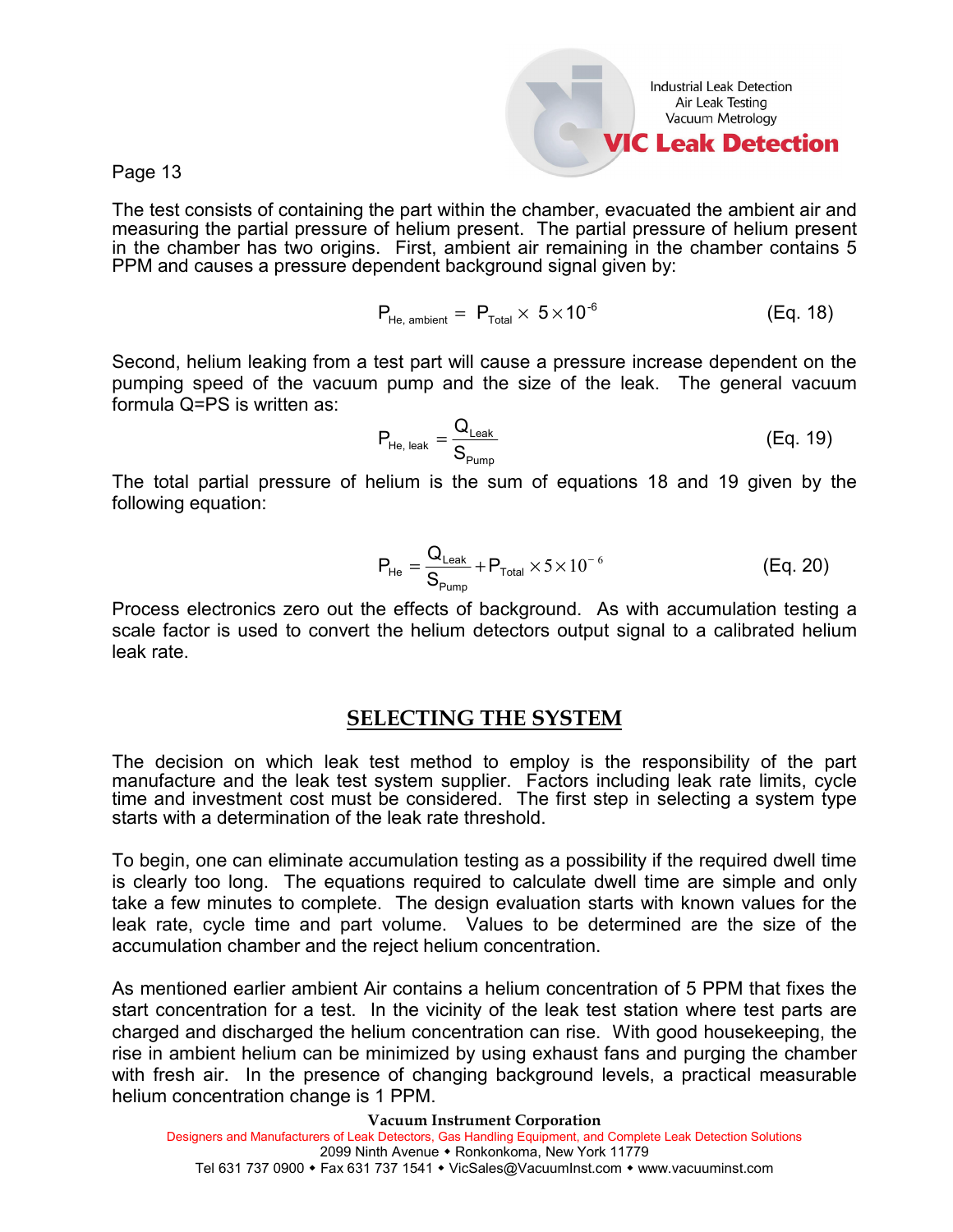The test consists of containing the part within the chamber, evacuated the ambient air and measuring the partial pressure of helium present. The partial pressure of helium present in the chamber has two origins. First, ambient air remaining in the chamber contains 5 PPM and causes a pressure dependent background signal given by:

$$P_{He,\ ambient} = P_{Total} \times 5 \times 10^{-6} \qquad \text{(Eq. 18)}$$

Second, helium leaking from a test part will cause a pressure increase dependent on the pumping speed of the vacuum pump and the size of the leak. The general vacuum formula Q=PS is written as:

$$P_{He,\ leak} = \frac{Q_{Leak}}{S_{Pump}} \qquad \text{(Eq. 19)}$$

The total partial pressure of helium is the sum of equations 18 and 19 given by the following equation:

$$P_{He} = \frac{Q_{Leak}}{S_{Pump}} + P_{Total} \times 5 \times 10^{-6} \qquad \text{(Eq. 20)}$$

Process electronics zero out the effects of background. As with accumulation testing a scale factor is used to convert the helium detectors output signal to a calibrated helium leak rate.

## SELECTING THE SYSTEM

The decision on which leak test method to employ is the responsibility of the part manufacture and the leak test system supplier. Factors including leak rate limits, cycle time and investment cost must be considered. The first step in selecting a system type starts with a determination of the leak rate threshold.

To begin, one can eliminate accumulation testing as a possibility if the required dwell time is clearly too long. The equations required to calculate dwell time are simple and only take a few minutes to complete. The design evaluation starts with known values for the leak rate, cycle time and part volume. Values to be determined are the size of the accumulation chamber and the reject helium concentration.

As mentioned earlier ambient Air contains a helium concentration of 5 PPM that fixes the start concentration for a test. In the vicinity of the leak test station where test parts are charged and discharged the helium concentration can rise. With good housekeeping, the rise in ambient helium can be minimized by using exhaust fans and purging the chamber with fresh air. In the presence of changing background levels, a practical measurable helium concentration change is 1 PPM.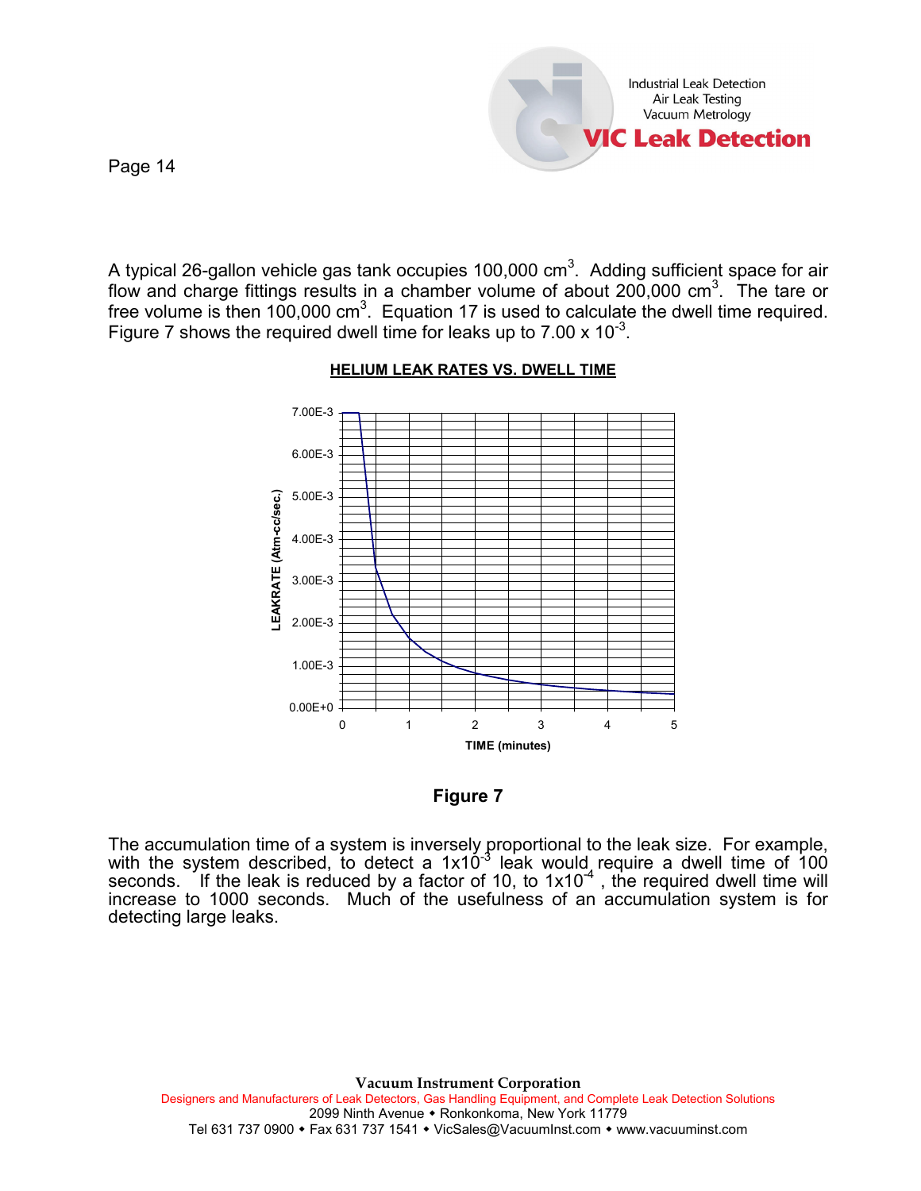A typical 26-gallon vehicle gas tank occupies 100,000 $cm^3$. Adding sufficient space for air flow and charge fittings results in a chamber volume of about 200,000 $cm^3$. The tare or free volume is then 100,000 $cm^3$. Equation 17 is used to calculate the dwell time required. Figure 7 shows the required dwell time for leaks up to $7.00 \times 10^{-3}$.

**HELIUM LEAK RATES VS. DWELL TIME**

Figure 7

The accumulation time of a system is inversely proportional to the leak size. For example, with the system described, to detect a $1 \times 10^{-3}$ leak would require a dwell time of 100 seconds. If the leak is reduced by a factor of 10, to $1 \times 10^{-4}$, the required dwell time will increase to 1000 seconds. Much of the usefulness of an accumulation system is for detecting large leaks.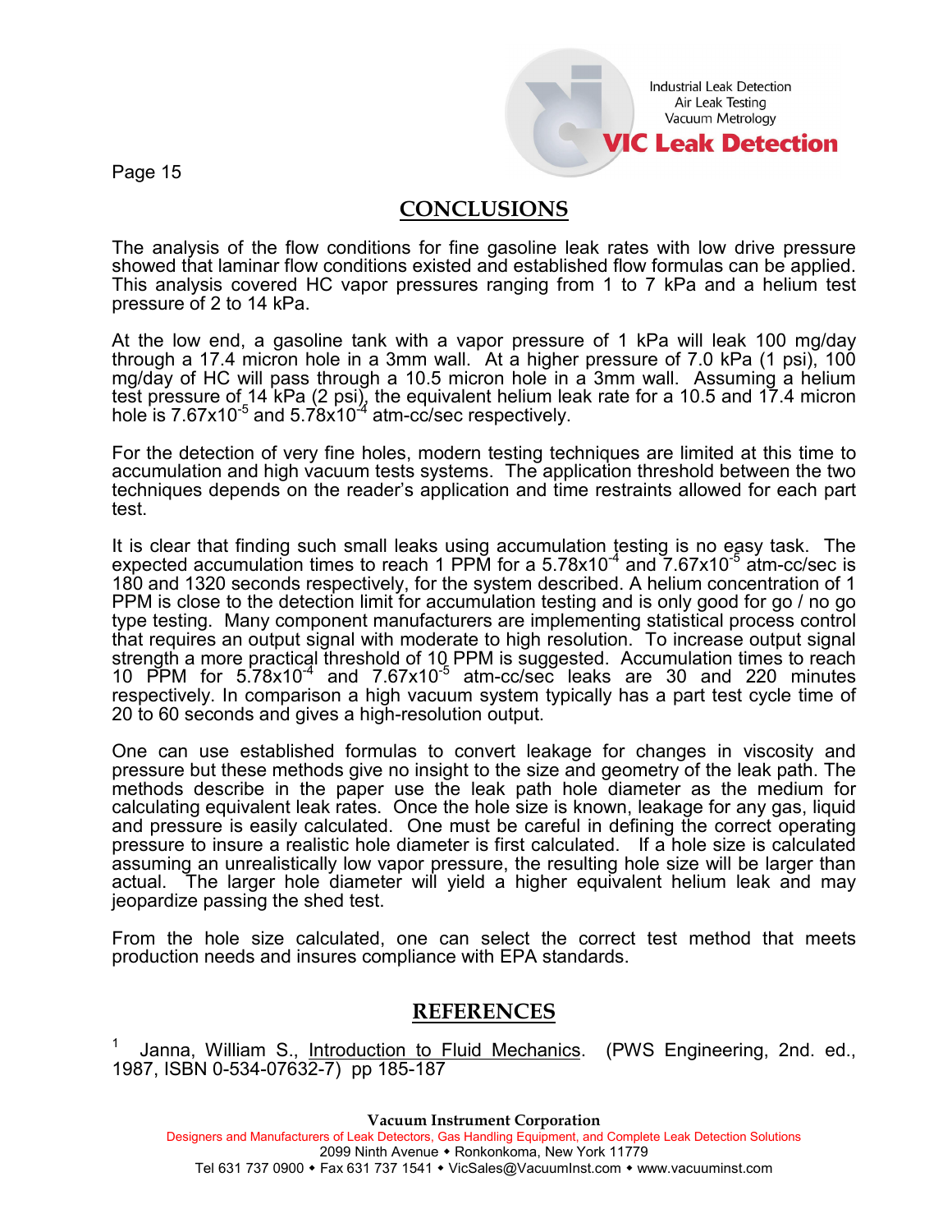## CONCLUSIONS

The analysis of the flow conditions for fine gasoline leak rates with low drive pressure showed that laminar flow conditions existed and established flow formulas can be applied. This analysis covered HC vapor pressures ranging from 1 to 7 kPa and a helium test pressure of 2 to 14 kPa.

At the low end, a gasoline tank with a vapor pressure of 1 kPa will leak 100 mg/day through a 17.4 micron hole in a 3mm wall. At a higher pressure of 7.0 kPa (1 psi), 100 mg/day of HC will pass through a 10.5 micron hole in a 3mm wall. Assuming a helium test pressure of 14 kPa (2 psi), the equivalent helium leak rate for a 10.5 and 17.4 micron hole is $7.67 \times 10^{-5}$ and $5.78 \times 10^{-4}$ atm-cc/sec respectively.

For the detection of very fine holes, modern testing techniques are limited at this time to accumulation and high vacuum tests systems. The application threshold between the two techniques depends on the reader's application and time restraints allowed for each part test.

It is clear that finding such small leaks using accumulation testing is no easy task. The expected accumulation times to reach 1 PPM for a $5.78 \times 10^{-4}$ and $7.67 \times 10^{-5}$ atm-cc/sec is 180 and 1320 seconds respectively, for the system described. A helium concentration of 1 PPM is close to the detection limit for accumulation testing and is only good for go / no go type testing. Many component manufacturers are implementing statistical process control that requires an output signal with moderate to high resolution. To increase output signal strength a more practical threshold of 10 PPM is suggested. Accumulation times to reach 10 PPM for $5.78 \times 10^{-4}$ and $7.67 \times 10^{-5}$ atm-cc/sec leaks are 30 and 220 minutes respectively. In comparison a high vacuum system typically has a part test cycle time of 20 to 60 seconds and gives a high-resolution output.

One can use established formulas to convert leakage for changes in viscosity and pressure but these methods give no insight to the size and geometry of the leak path. The methods describe in the paper use the leak path hole diameter as the medium for calculating equivalent leak rates. Once the hole size is known, leakage for any gas, liquid and pressure is easily calculated. One must be careful in defining the correct operating pressure to insure a realistic hole diameter is first calculated. If a hole size is calculated assuming an unrealistically low vapor pressure, the resulting hole size will be larger than actual. The larger hole diameter will yield a higher equivalent helium leak and may jeopardize passing the shed test.

From the hole size calculated, one can select the correct test method that meets production needs and insures compliance with EPA standards.

## REFERENCES

[1] Janna, William S., Introduction to Fluid Mechanics. (PWS Engineering, 2nd. ed., 1987, ISBN 0-534-07632-7) pp 185-187